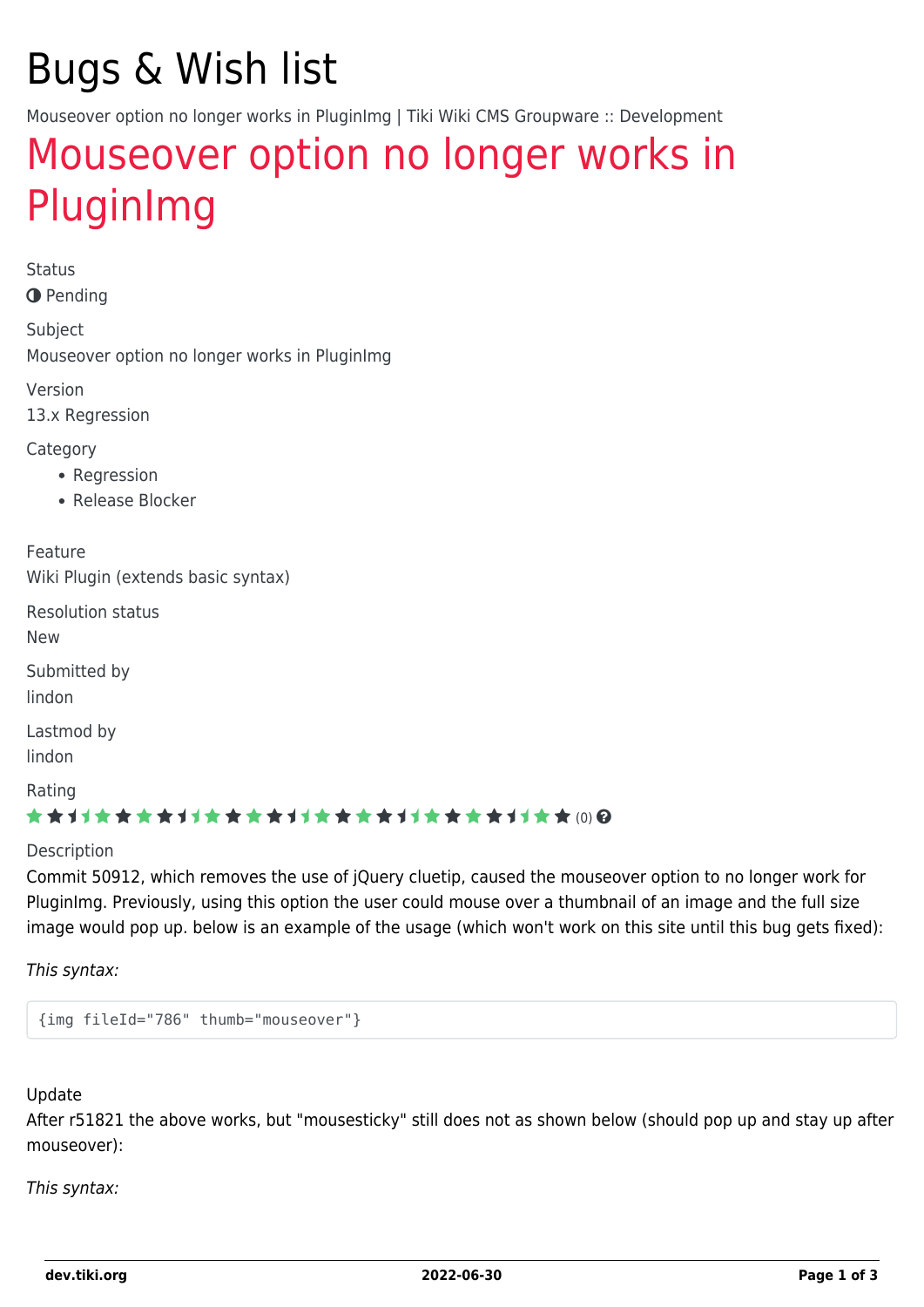# Bugs & Wish list

Mouseover option no longer works in PluginImg | Tiki Wiki CMS Groupware :: Development

## Mouseover option no longer works in PluginImg

Status

Pending

Subject

Mouseover option no longer works in PluginImg

Version

13.x Regression

Category

- Regression
- Release Blocker

Feature

Wiki Plugin (extends basic syntax)

Resolution status

New

Submitted by

lindon

Lastmod by

lindon

Rating

(0)

Description

Commit 50912, which removes the use of jQuery cluetip, caused the mouseover option to no longer work for PluginImg. Previously, using this option the user could mouse over a thumbnail of an image and the full size image would pop up. below is an example of the usage (which won't work on this site until this bug gets fixed):

*This syntax:*

```
{img fileId="786" thumb="mouseover"}
```

Update

After r51821 the above works, but "mousesticky" still does not as shown below (should pop up and stay up after mouseover):

*This syntax:*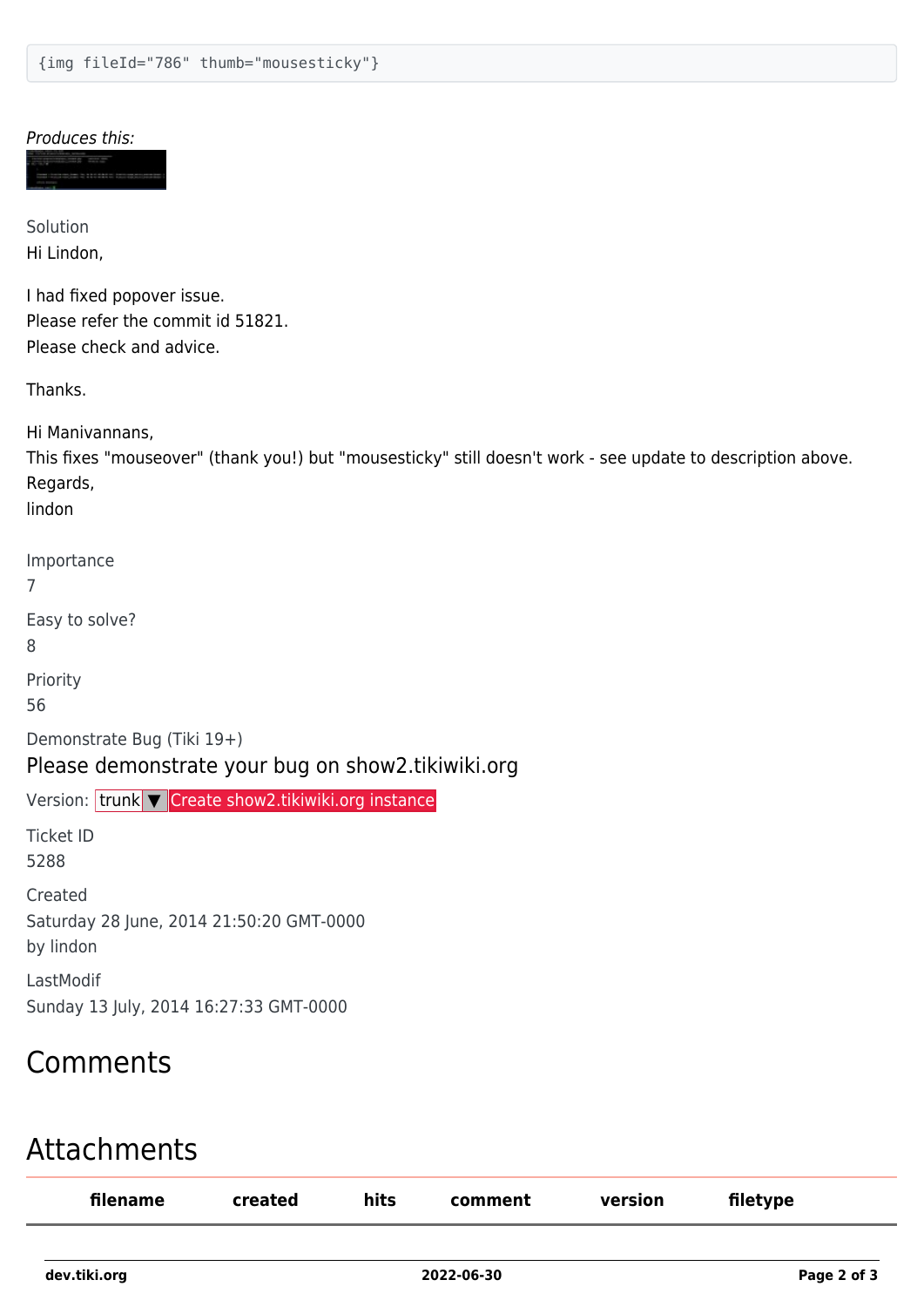```
{img fileId="786" thumb="mousesticky"}
```

*Produces this:*

Solution

Hi Lindon,

I had fixed popover issue.
Please refer the commit id 51821.
Please check and advice.

Thanks.

Hi Manivannans,
This fixes "mouseover" (thank you!) but "mousesticky" still doesn't work - see update to description above.
Regards,
lindon

Importance

7

Easy to solve?

8

Priority

56

Demonstrate Bug (Tiki 19+)

Please demonstrate your bug on show2.tikiwiki.org

Version: trunk ▼ Create show2.tikiwiki.org instance

Ticket ID

5288

Created

Saturday 28 June, 2014 21:50:20 GMT-0000
by lindon

LastModif

Sunday 13 July, 2014 16:27:33 GMT-0000

## Comments

## Attachments

| filename | created | hits | comment | version | filetype |
| --- | --- | --- | --- | --- | --- |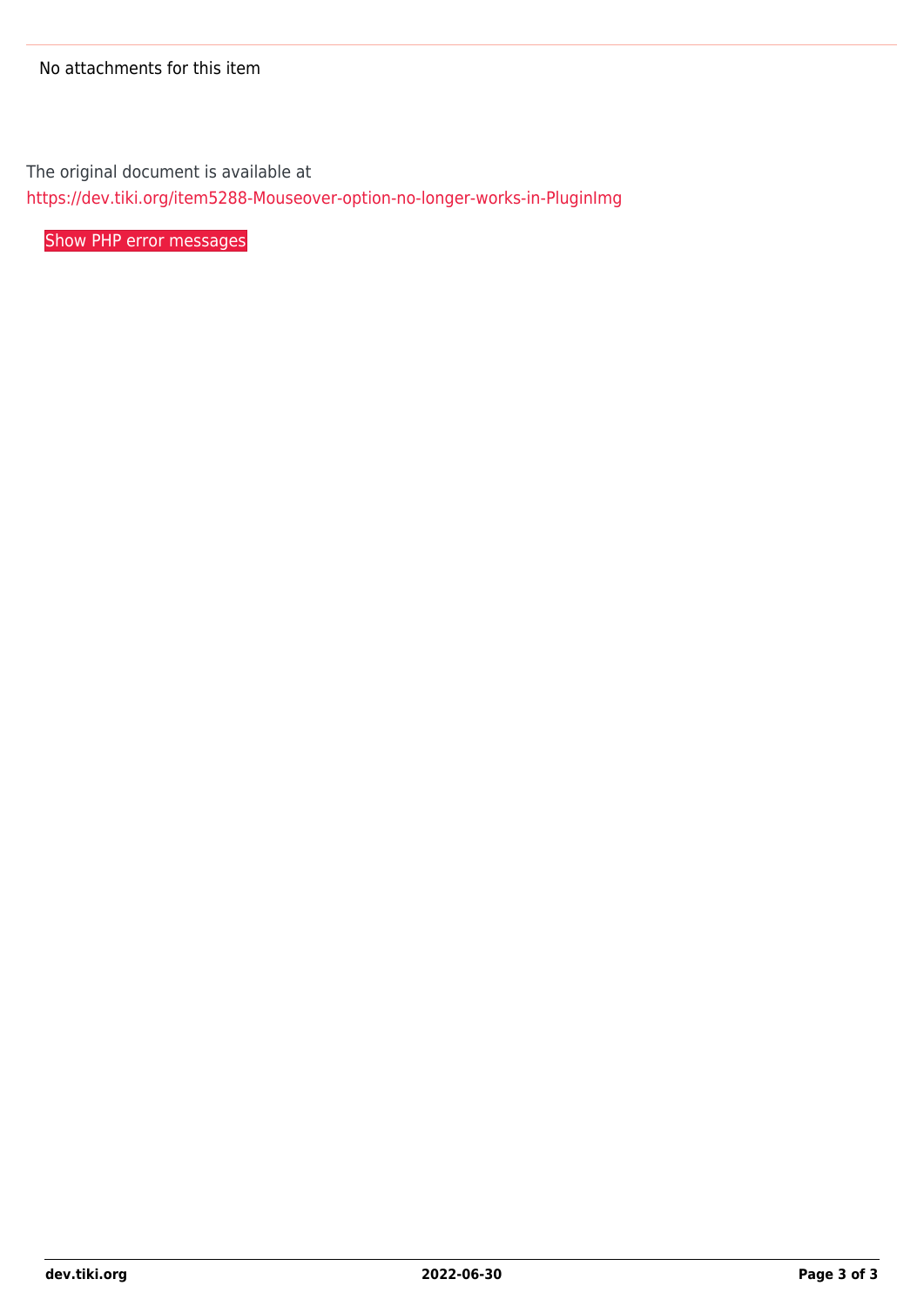No attachments for this item

The original document is available at
https://dev.tiki.org/item5288-Mouseover-option-no-longer-works-in-PluginImg

Show PHP error messages